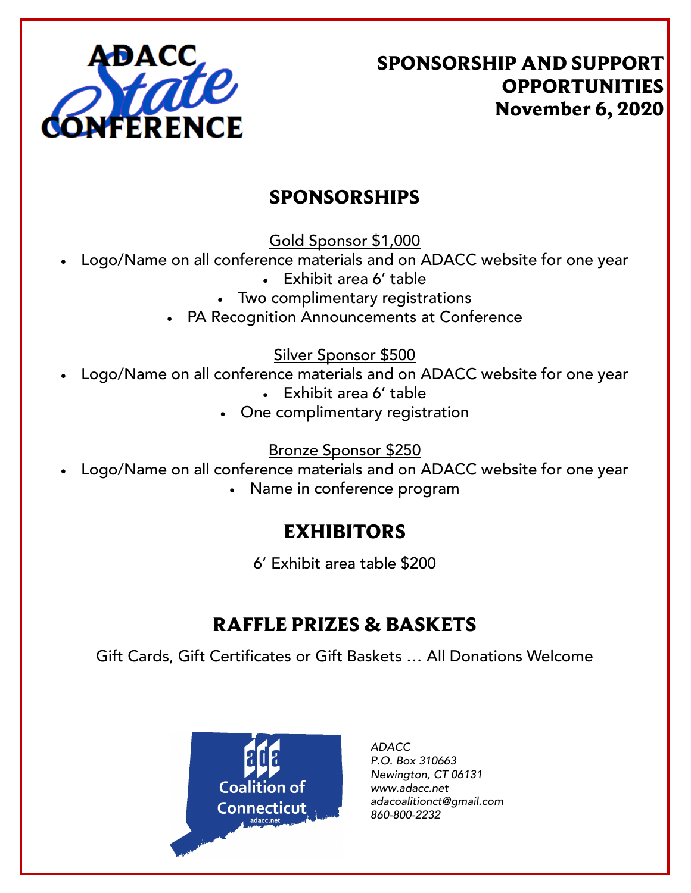ADACC State CONFERENCE

# SPONSORSHIP AND SUPPORT OPPORTUNITIES
# November 6, 2020

## SPONSORSHIPS

Gold Sponsor $1,000

- Logo/Name on all conference materials and on ADACC website for one year
- Exhibit area 6’ table
- Two complimentary registrations
- PA Recognition Announcements at Conference

Silver Sponsor $500

- Logo/Name on all conference materials and on ADACC website for one year
- Exhibit area 6’ table
- One complimentary registration

Bronze Sponsor $250

- Logo/Name on all conference materials and on ADACC website for one year
- Name in conference program

## EXHIBITORS

6’ Exhibit area table $200

## RAFFLE PRIZES & BASKETS

Gift Cards, Gift Certificates or Gift Baskets … All Donations Welcome

ada Coalition of Connecticut
adacc.net

*ADACC*
*P.O. Box 310663*
*Newington, CT 06131*
*www.adacc.net*
*adacoalitionct@gmail.com*
*860-800-2232*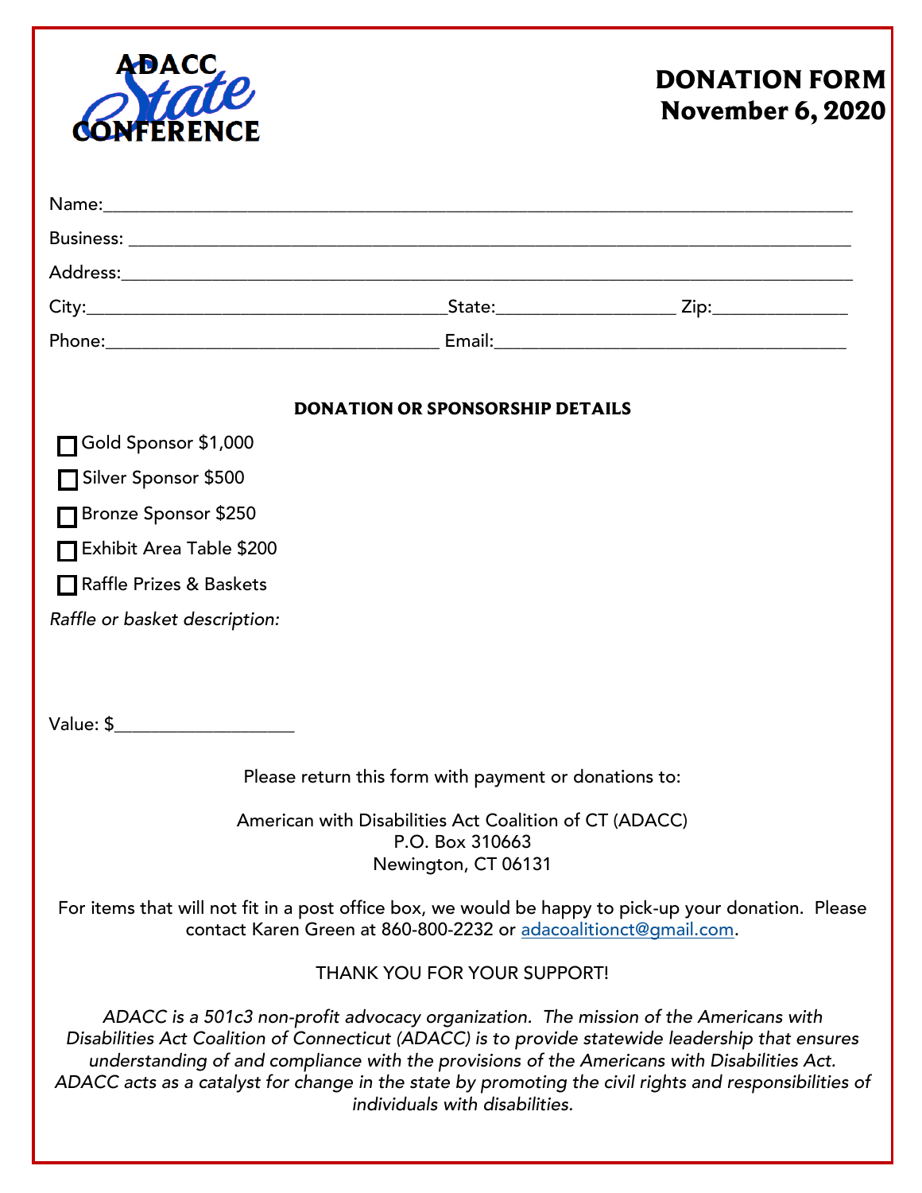ADACC State CONFERENCE

# DONATION FORM
# November 6, 2020

Name:___________________________________________________________________________

Business: ________________________________________________________________________

Address:_________________________________________________________________________

City:_____________________________________State:___________________ Zip:______________

Phone:___________________________________ Email:_____________________________________

### DONATION OR SPONSORSHIP DETAILS

- [ ] Gold Sponsor $1,000
- [ ] Silver Sponsor $500
- [ ] Bronze Sponsor $250
- [ ] Exhibit Area Table $200
- [ ] Raffle Prizes & Baskets

*Raffle or basket description:*

Value: $___________________

Please return this form with payment or donations to:

American with Disabilities Act Coalition of CT (ADACC)
P.O. Box 310663
Newington, CT 06131

For items that will not fit in a post office box, we would be happy to pick-up your donation. Please contact Karen Green at 860-800-2232 or adacoalitionct@gmail.com.

THANK YOU FOR YOUR SUPPORT!

*ADACC is a 501c3 non-profit advocacy organization. The mission of the Americans with Disabilities Act Coalition of Connecticut (ADACC) is to provide statewide leadership that ensures understanding of and compliance with the provisions of the Americans with Disabilities Act. ADACC acts as a catalyst for change in the state by promoting the civil rights and responsibilities of individuals with disabilities.*